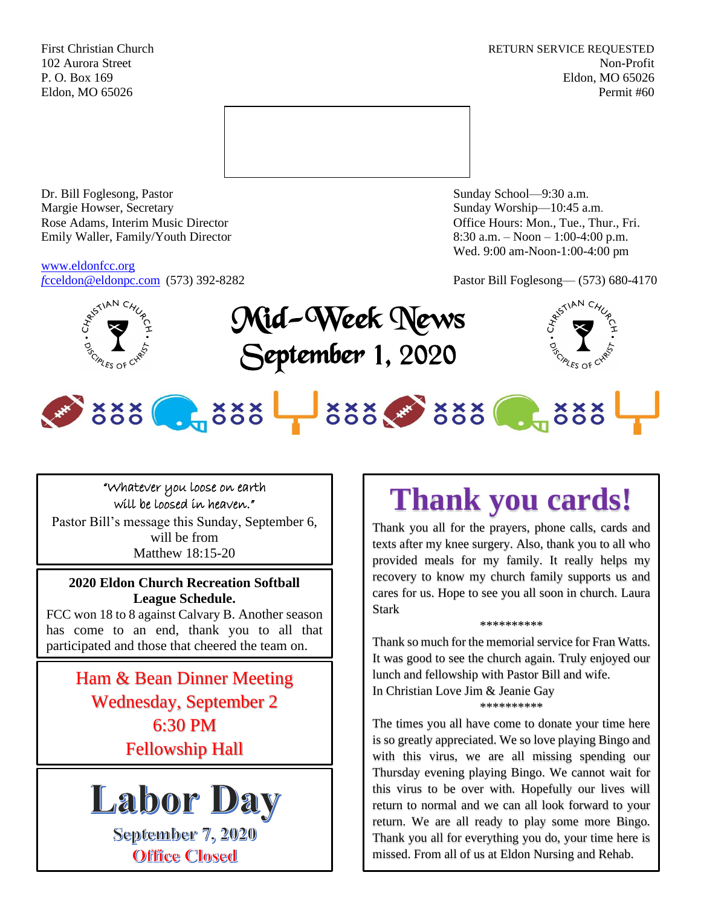First Christian Church
102 Aurora Street
P. O. Box 169
Eldon, MO 65026

RETURN SERVICE REQUESTED
Non-Profit
Eldon, MO 65026
Permit #60

Dr. Bill Foglesong, Pastor
Margie Howser, Secretary
Rose Adams, Interim Music Director
Emily Waller, Family/Youth Director

www.eldonfcc.org
fcceldon@eldonpc.com (573) 392-8282

Sunday School—9:30 a.m.
Sunday Worship—10:45 a.m.
Office Hours: Mon., Tue., Thur., Fri.
8:30 a.m. – Noon – 1:00-4:00 p.m.
Wed. 9:00 am-Noon-1:00-4:00 pm

Pastor Bill Foglesong— (573) 680-4170

# Mid-Week News
# September 1, 2020

"Whatever you loose on earth will be loosed in heaven."

Pastor Bill's message this Sunday, September 6, will be from Matthew 18:15-20

**2020 Eldon Church Recreation Softball League Schedule.**

FCC won 18 to 8 against Calvary B. Another season has come to an end, thank you to all that participated and those that cheered the team on.

**Ham & Bean Dinner Meeting**
**Wednesday, September 2**
**6:30 PM**
**Fellowship Hall**

# Labor Day

**September 7, 2020**
**Office Closed**

## Thank you cards!

Thank you all for the prayers, phone calls, cards and texts after my knee surgery. Also, thank you to all who provided meals for my family. It really helps my recovery to know my church family supports us and cares for us. Hope to see you all soon in church. Laura Stark

**********

Thank so much for the memorial service for Fran Watts. It was good to see the church again. Truly enjoyed our lunch and fellowship with Pastor Bill and wife.
In Christian Love Jim & Jeanie Gay

**********

The times you all have come to donate your time here is so greatly appreciated. We so love playing Bingo and with this virus, we are all missing spending our Thursday evening playing Bingo. We cannot wait for this virus to be over with. Hopefully our lives will return to normal and we can all look forward to your return. We are all ready to play some more Bingo. Thank you all for everything you do, your time here is missed. From all of us at Eldon Nursing and Rehab.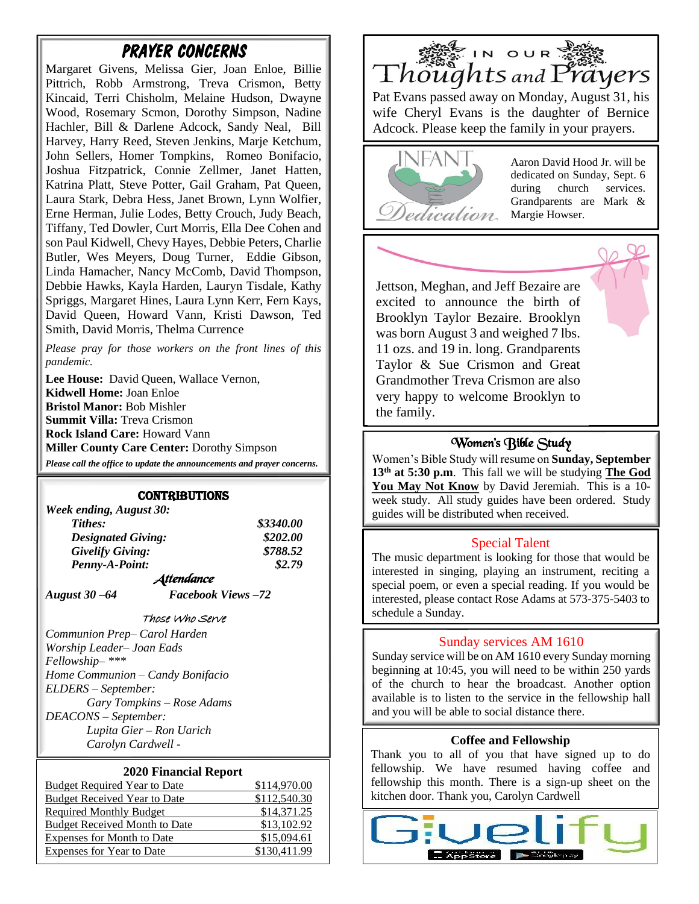## PRAYER CONCERNS

Margaret Givens, Melissa Gier, Joan Enloe, Billie Pittrich, Robb Armstrong, Treva Crismon, Betty Kincaid, Terri Chisholm, Melaine Hudson, Dwayne Wood, Rosemary Scmon, Dorothy Simpson, Nadine Hachler, Bill & Darlene Adcock, Sandy Neal, Bill Harvey, Harry Reed, Steven Jenkins, Marje Ketchum, John Sellers, Homer Tompkins, Romeo Bonifacio, Joshua Fitzpatrick, Connie Zellmer, Janet Hatten, Katrina Platt, Steve Potter, Gail Graham, Pat Queen, Laura Stark, Debra Hess, Janet Brown, Lynn Wolfier, Erne Herman, Julie Lodes, Betty Crouch, Judy Beach, Tiffany, Ted Dowler, Curt Morris, Ella Dee Cohen and son Paul Kidwell, Chevy Hayes, Debbie Peters, Charlie Butler, Wes Meyers, Doug Turner, Eddie Gibson, Linda Hamacher, Nancy McComb, David Thompson, Debbie Hawks, Kayla Harden, Lauryn Tisdale, Kathy Spriggs, Margaret Hines, Laura Lynn Kerr, Fern Kays, David Queen, Howard Vann, Kristi Dawson, Ted Smith, David Morris, Thelma Currence

*Please pray for those workers on the front lines of this pandemic.*

**Lee House:** David Queen, Wallace Vernon,
**Kidwell Home:** Joan Enloe
**Bristol Manor:** Bob Mishler
**Summit Villa:** Treva Crismon
**Rock Island Care:** Howard Vann
**Miller County Care Center:** Dorothy Simpson

***Please call the office to update the announcements and prayer concerns.***

## CONTRIBUTIONS

***Week ending, August 30:***

| | |
|---|---|
| ***Tithes:*** | ***$3340.00*** |
| ***Designated Giving:*** | ***$202.00*** |
| ***Givelify Giving:*** | ***$788.52*** |
| ***Penny-A-Point:*** | ***$2.79*** |

### *Attendance*

***August 30 –64*** ***Facebook Views –72***

### *Those Who Serve*

*Communion Prep– Carol Harden*
*Worship Leader– Joan Eads*
*Fellowship– \*\*\**
*Home Communion – Candy Bonifacio*
*ELDERS – September:*
*Gary Tompkins – Rose Adams*
*DEACONS – September:*
*Lupita Gier – Ron Uarich*
*Carolyn Cardwell -*

### 2020 Financial Report

| | |
|---|---|
| Budget Required Year to Date | $114,970.00 |
| Budget Received Year to Date | $112,540.30 |
| Required Monthly Budget | $14,371.25 |
| Budget Received Month to Date | $13,102.92 |
| Expenses for Month to Date | $15,094.61 |
| Expenses for Year to Date | $130,411.99 |

## IN OUR Thoughts and Prayers

Pat Evans passed away on Monday, August 31, his wife Cheryl Evans is the daughter of Bernice Adcock. Please keep the family in your prayers.

## INFANT Dedication

Aaron David Hood Jr. will be dedicated on Sunday, Sept. 6 during church services. Grandparents are Mark & Margie Howser.

Jettson, Meghan, and Jeff Bezaire are excited to announce the birth of Brooklyn Taylor Bezaire. Brooklyn was born August 3 and weighed 7 lbs. 11 ozs. and 19 in. long. Grandparents Taylor & Sue Crismon and Great Grandmother Treva Crismon are also very happy to welcome Brooklyn to the family.

## Women's Bible Study

Women's Bible Study will resume on **Sunday, September 13th at 5:30 p.m**. This fall we will be studying **The God You May Not Know** by David Jeremiah. This is a 10-week study. All study guides have been ordered. Study guides will be distributed when received.

## Special Talent

The music department is looking for those that would be interested in singing, playing an instrument, reciting a special poem, or even a special reading. If you would be interested, please contact Rose Adams at 573-375-5403 to schedule a Sunday.

## Sunday services AM 1610

Sunday service will be on AM 1610 every Sunday morning beginning at 10:45, you will need to be within 250 yards of the church to hear the broadcast. Another option available is to listen to the service in the fellowship hall and you will be able to social distance there.

## Coffee and Fellowship

Thank you to all of you that have signed up to do fellowship. We have resumed having coffee and fellowship this month. There is a sign-up sheet on the kitchen door. Thank you, Carolyn Cardwell

Givelify